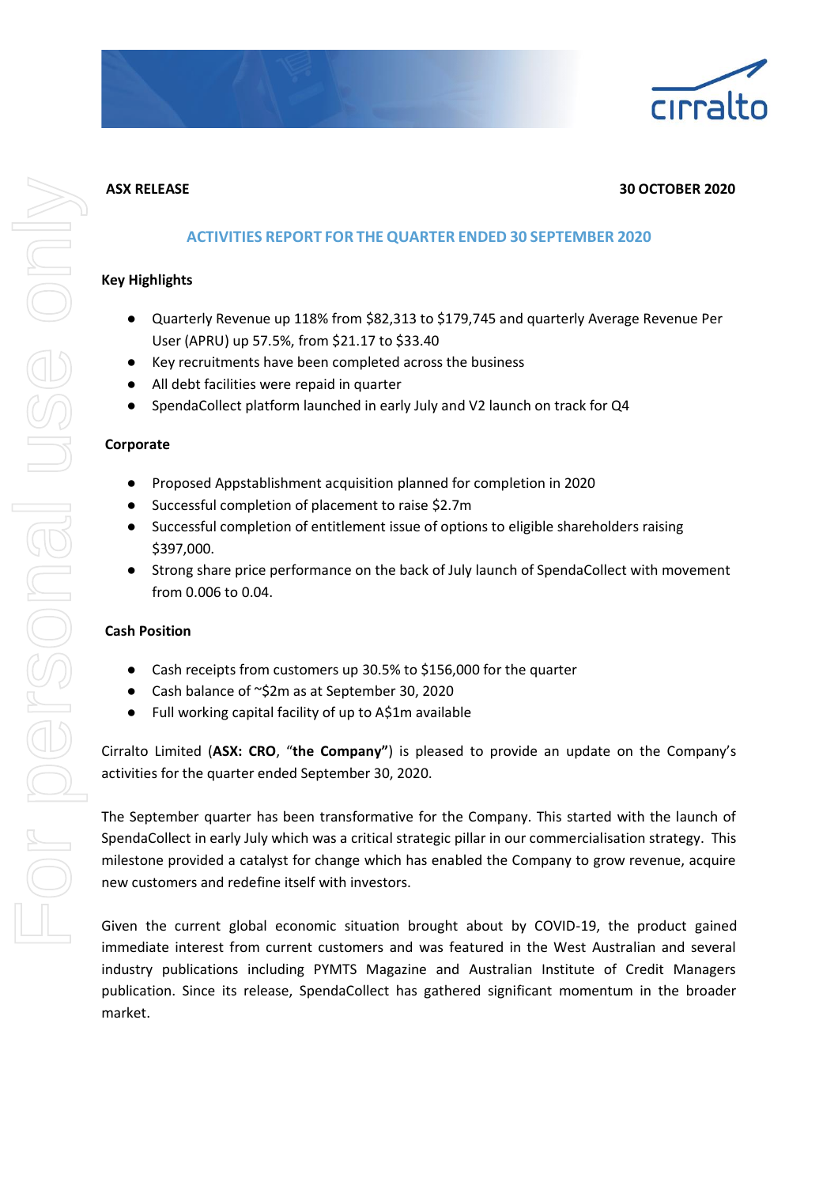**ASX RELEASE** **30 OCTOBER 2020**

## ACTIVITIES REPORT FOR THE QUARTER ENDED 30 SEPTEMBER 2020

### Key Highlights

- Quarterly Revenue up 118% from $82,313 to $179,745 and quarterly Average Revenue Per User (APRU) up 57.5%, from $21.17 to $33.40
- Key recruitments have been completed across the business
- All debt facilities were repaid in quarter
- SpendaCollect platform launched in early July and V2 launch on track for Q4

### Corporate

- Proposed Appstablishment acquisition planned for completion in 2020
- Successful completion of placement to raise $2.7m
- Successful completion of entitlement issue of options to eligible shareholders raising $397,000.
- Strong share price performance on the back of July launch of SpendaCollect with movement from 0.006 to 0.04.

### Cash Position

- Cash receipts from customers up 30.5% to $156,000 for the quarter
- Cash balance of ~$2m as at September 30, 2020
- Full working capital facility of up to A$1m available

Cirralto Limited (**ASX: CRO**, "**the Company"**) is pleased to provide an update on the Company's activities for the quarter ended September 30, 2020.

The September quarter has been transformative for the Company. This started with the launch of SpendaCollect in early July which was a critical strategic pillar in our commercialisation strategy. This milestone provided a catalyst for change which has enabled the Company to grow revenue, acquire new customers and redefine itself with investors.

Given the current global economic situation brought about by COVID-19, the product gained immediate interest from current customers and was featured in the West Australian and several industry publications including PYMTS Magazine and Australian Institute of Credit Managers publication. Since its release, SpendaCollect has gathered significant momentum in the broader market.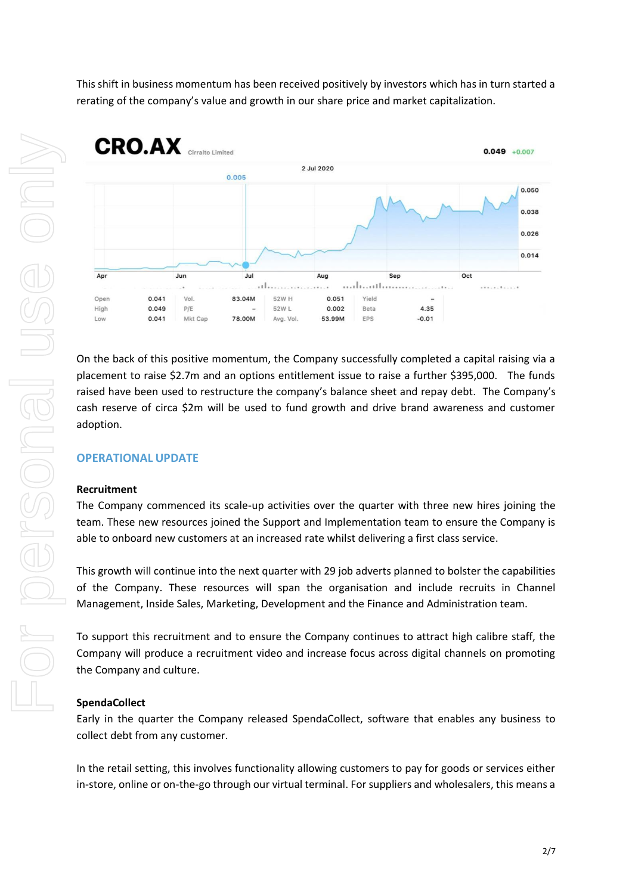This shift in business momentum has been received positively by investors which has in turn started a rerating of the company's value and growth in our share price and market capitalization.

**CRO.AX** Cirralto Limited — 0.049 +0.007

| Open | 0.041 | Vol. | 83.04M | 52W H | 0.051 | Yield | – |
|---|---|---|---|---|---|---|---|
| High | 0.049 | P/E | – | 52W L | 0.002 | Beta | 4.35 |
| Low | 0.041 | Mkt Cap | 78.00M | Avg. Vol. | 53.99M | EPS | -0.01 |

On the back of this positive momentum, the Company successfully completed a capital raising via a placement to raise $2.7m and an options entitlement issue to raise a further $395,000. The funds raised have been used to restructure the company's balance sheet and repay debt. The Company's cash reserve of circa $2m will be used to fund growth and drive brand awareness and customer adoption.

## OPERATIONAL UPDATE

**Recruitment**

The Company commenced its scale-up activities over the quarter with three new hires joining the team. These new resources joined the Support and Implementation team to ensure the Company is able to onboard new customers at an increased rate whilst delivering a first class service.

This growth will continue into the next quarter with 29 job adverts planned to bolster the capabilities of the Company. These resources will span the organisation and include recruits in Channel Management, Inside Sales, Marketing, Development and the Finance and Administration team.

To support this recruitment and to ensure the Company continues to attract high calibre staff, the Company will produce a recruitment video and increase focus across digital channels on promoting the Company and culture.

**SpendaCollect**

Early in the quarter the Company released SpendaCollect, software that enables any business to collect debt from any customer.

In the retail setting, this involves functionality allowing customers to pay for goods or services either in-store, online or on-the-go through our virtual terminal. For suppliers and wholesalers, this means a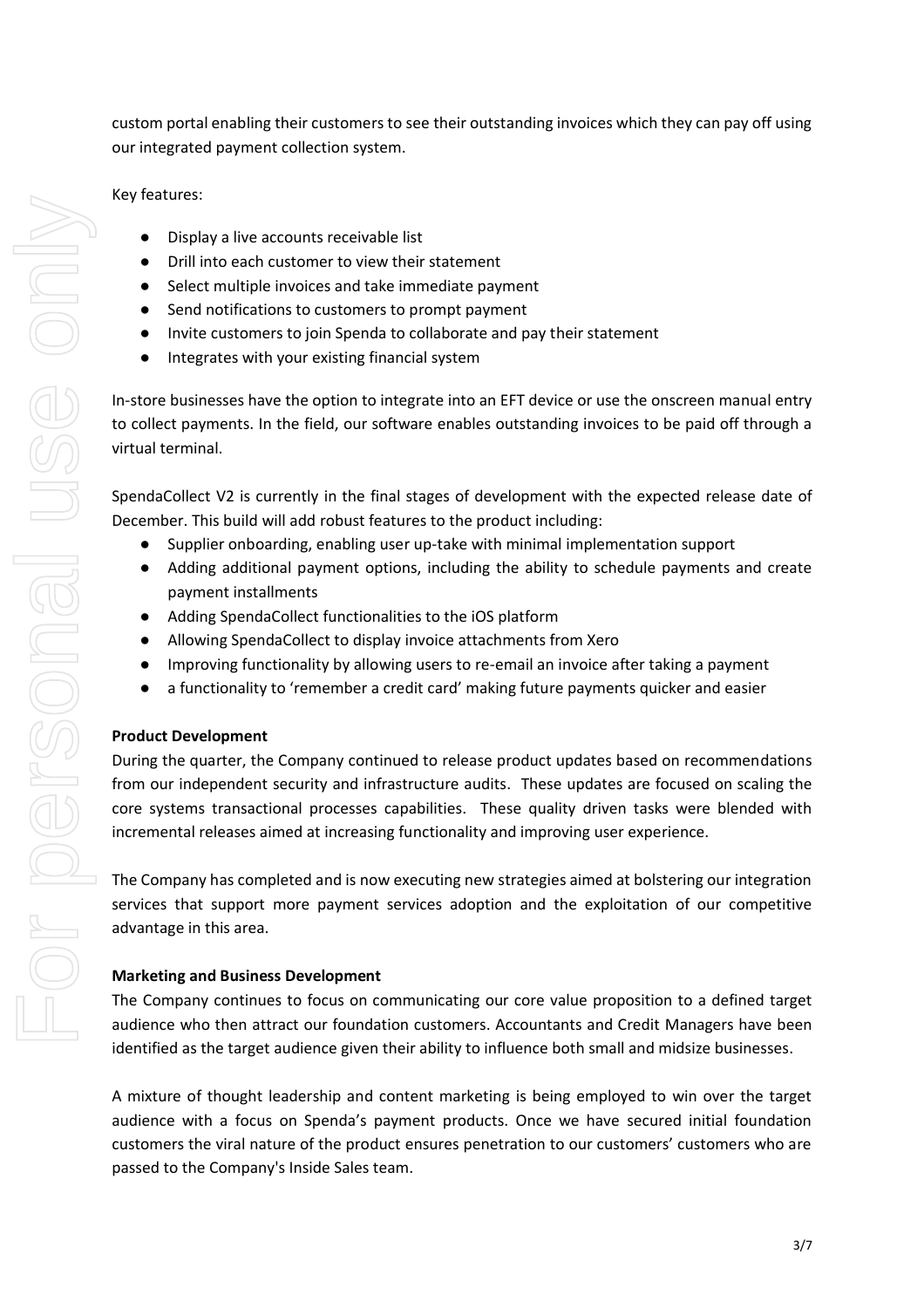custom portal enabling their customers to see their outstanding invoices which they can pay off using our integrated payment collection system.

Key features:

- Display a live accounts receivable list
- Drill into each customer to view their statement
- Select multiple invoices and take immediate payment
- Send notifications to customers to prompt payment
- Invite customers to join Spenda to collaborate and pay their statement
- Integrates with your existing financial system

In-store businesses have the option to integrate into an EFT device or use the onscreen manual entry to collect payments. In the field, our software enables outstanding invoices to be paid off through a virtual terminal.

SpendaCollect V2 is currently in the final stages of development with the expected release date of December. This build will add robust features to the product including:

- Supplier onboarding, enabling user up-take with minimal implementation support
- Adding additional payment options, including the ability to schedule payments and create payment installments
- Adding SpendaCollect functionalities to the iOS platform
- Allowing SpendaCollect to display invoice attachments from Xero
- Improving functionality by allowing users to re-email an invoice after taking a payment
- a functionality to 'remember a credit card' making future payments quicker and easier

**Product Development**

During the quarter, the Company continued to release product updates based on recommendations from our independent security and infrastructure audits. These updates are focused on scaling the core systems transactional processes capabilities. These quality driven tasks were blended with incremental releases aimed at increasing functionality and improving user experience.

The Company has completed and is now executing new strategies aimed at bolstering our integration services that support more payment services adoption and the exploitation of our competitive advantage in this area.

**Marketing and Business Development**

The Company continues to focus on communicating our core value proposition to a defined target audience who then attract our foundation customers. Accountants and Credit Managers have been identified as the target audience given their ability to influence both small and midsize businesses.

A mixture of thought leadership and content marketing is being employed to win over the target audience with a focus on Spenda's payment products. Once we have secured initial foundation customers the viral nature of the product ensures penetration to our customers' customers who are passed to the Company's Inside Sales team.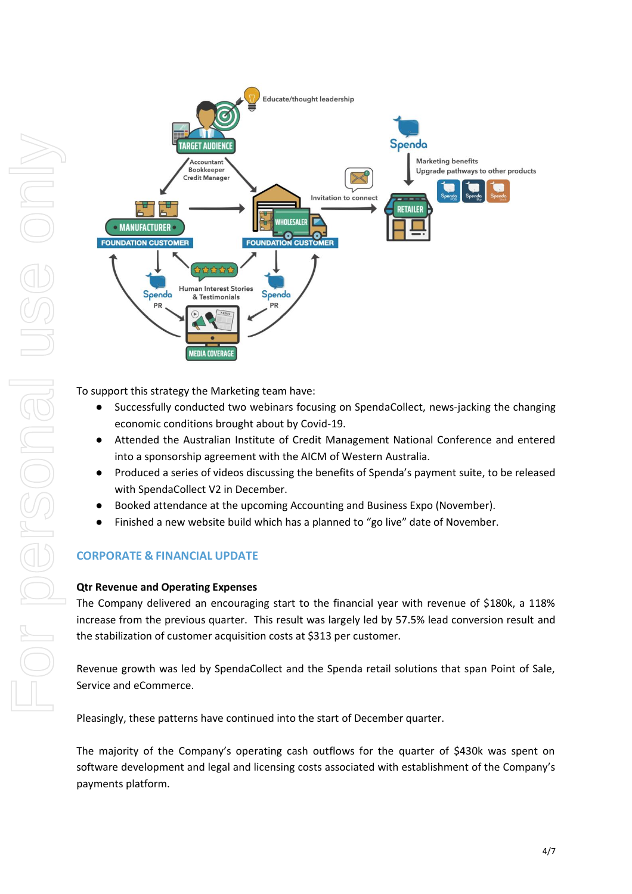To support this strategy the Marketing team have:

- Successfully conducted two webinars focusing on SpendaCollect, news-jacking the changing economic conditions brought about by Covid-19.
- Attended the Australian Institute of Credit Management National Conference and entered into a sponsorship agreement with the AICM of Western Australia.
- Produced a series of videos discussing the benefits of Spenda's payment suite, to be released with SpendaCollect V2 in December.
- Booked attendance at the upcoming Accounting and Business Expo (November).
- Finished a new website build which has a planned to "go live" date of November.

## CORPORATE & FINANCIAL UPDATE

**Qtr Revenue and Operating Expenses**

The Company delivered an encouraging start to the financial year with revenue of $180k, a 118% increase from the previous quarter. This result was largely led by 57.5% lead conversion result and the stabilization of customer acquisition costs at $313 per customer.

Revenue growth was led by SpendaCollect and the Spenda retail solutions that span Point of Sale, Service and eCommerce.

Pleasingly, these patterns have continued into the start of December quarter.

The majority of the Company's operating cash outflows for the quarter of $430k was spent on software development and legal and licensing costs associated with establishment of the Company's payments platform.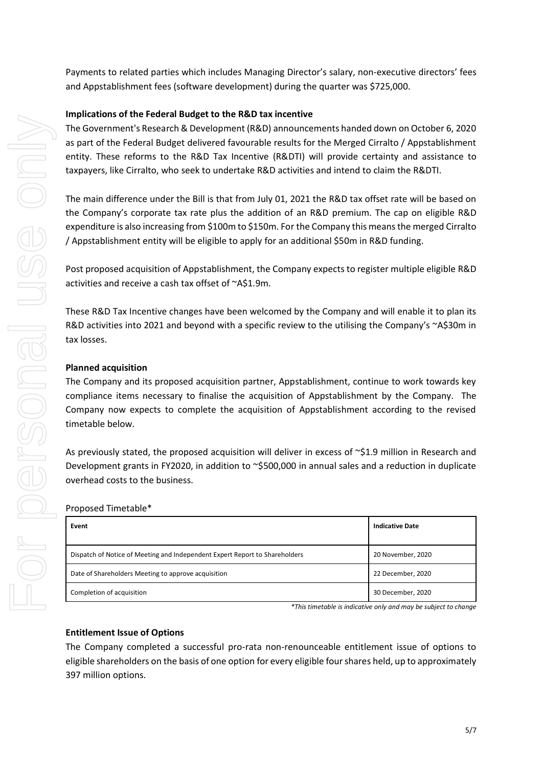Payments to related parties which includes Managing Director's salary, non-executive directors' fees and Appstablishment fees (software development) during the quarter was $725,000.

**Implications of the Federal Budget to the R&D tax incentive**

The Government's Research & Development (R&D) announcements handed down on October 6, 2020 as part of the Federal Budget delivered favourable results for the Merged Cirralto / Appstablishment entity. These reforms to the R&D Tax Incentive (R&DTI) will provide certainty and assistance to taxpayers, like Cirralto, who seek to undertake R&D activities and intend to claim the R&DTI.

The main difference under the Bill is that from July 01, 2021 the R&D tax offset rate will be based on the Company's corporate tax rate plus the addition of an R&D premium. The cap on eligible R&D expenditure is also increasing from $100m to $150m. For the Company this means the merged Cirralto / Appstablishment entity will be eligible to apply for an additional $50m in R&D funding.

Post proposed acquisition of Appstablishment, the Company expects to register multiple eligible R&D activities and receive a cash tax offset of ~A$1.9m.

These R&D Tax Incentive changes have been welcomed by the Company and will enable it to plan its R&D activities into 2021 and beyond with a specific review to the utilising the Company's ~A$30m in tax losses.

**Planned acquisition**

The Company and its proposed acquisition partner, Appstablishment, continue to work towards key compliance items necessary to finalise the acquisition of Appstablishment by the Company. The Company now expects to complete the acquisition of Appstablishment according to the revised timetable below.

As previously stated, the proposed acquisition will deliver in excess of ~$1.9 million in Research and Development grants in FY2020, in addition to ~$500,000 in annual sales and a reduction in duplicate overhead costs to the business.

Proposed Timetable*

| Event | Indicative Date |
| --- | --- |
| Dispatch of Notice of Meeting and Independent Expert Report to Shareholders | 20 November, 2020 |
| Date of Shareholders Meeting to approve acquisition | 22 December, 2020 |
| Completion of acquisition | 30 December, 2020 |

*\*This timetable is indicative only and may be subject to change*

**Entitlement Issue of Options**

The Company completed a successful pro-rata non-renounceable entitlement issue of options to eligible shareholders on the basis of one option for every eligible four shares held, up to approximately 397 million options.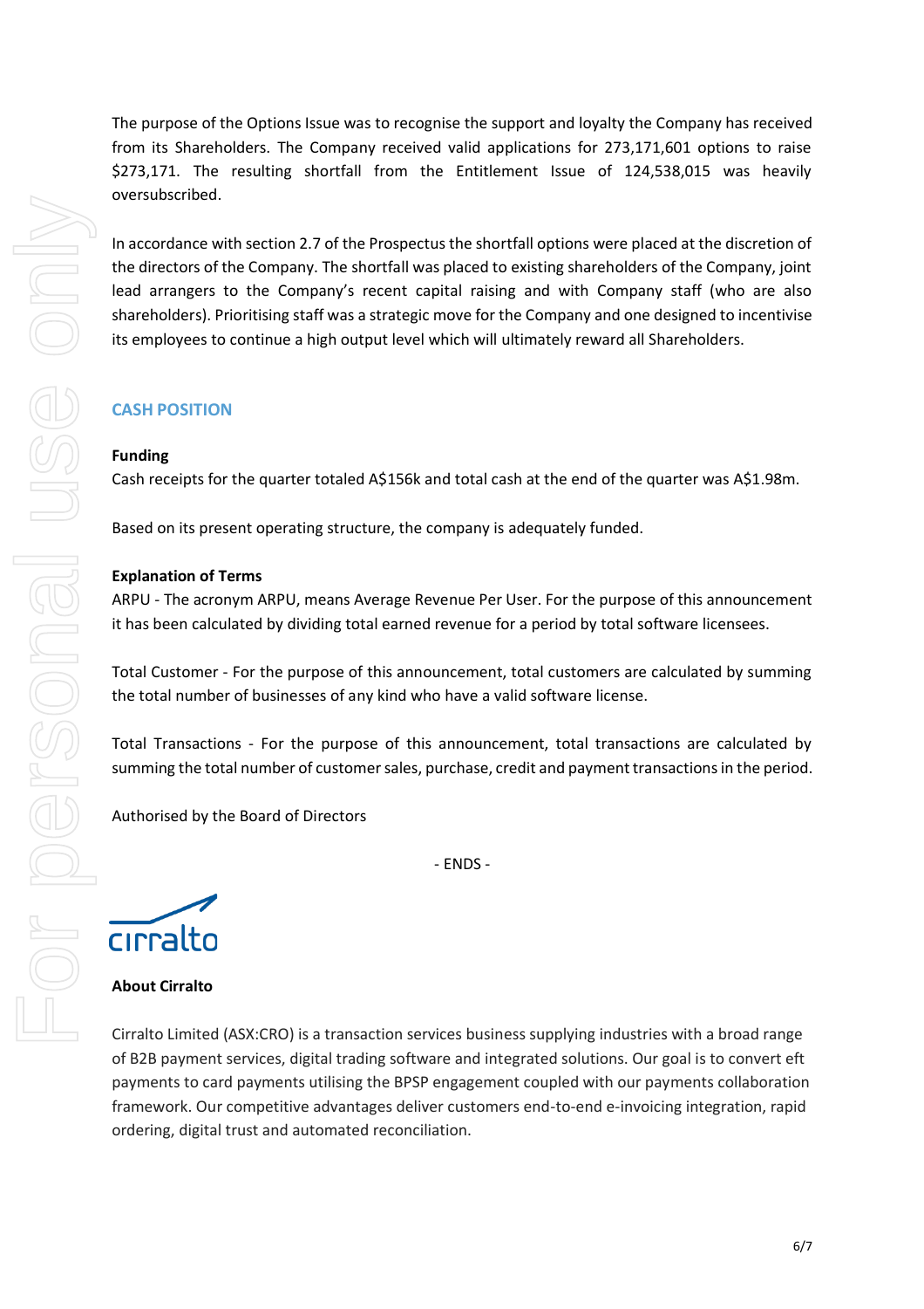The purpose of the Options Issue was to recognise the support and loyalty the Company has received from its Shareholders. The Company received valid applications for 273,171,601 options to raise $273,171. The resulting shortfall from the Entitlement Issue of 124,538,015 was heavily oversubscribed.

In accordance with section 2.7 of the Prospectus the shortfall options were placed at the discretion of the directors of the Company. The shortfall was placed to existing shareholders of the Company, joint lead arrangers to the Company's recent capital raising and with Company staff (who are also shareholders). Prioritising staff was a strategic move for the Company and one designed to incentivise its employees to continue a high output level which will ultimately reward all Shareholders.

## CASH POSITION

**Funding**

Cash receipts for the quarter totaled A$156k and total cash at the end of the quarter was A$1.98m.

Based on its present operating structure, the company is adequately funded.

**Explanation of Terms**

ARPU - The acronym ARPU, means Average Revenue Per User. For the purpose of this announcement it has been calculated by dividing total earned revenue for a period by total software licensees.

Total Customer - For the purpose of this announcement, total customers are calculated by summing the total number of businesses of any kind who have a valid software license.

Total Transactions - For the purpose of this announcement, total transactions are calculated by summing the total number of customer sales, purchase, credit and payment transactions in the period.

Authorised by the Board of Directors

- ENDS -

cirralto

**About Cirralto**

Cirralto Limited (ASX:CRO) is a transaction services business supplying industries with a broad range of B2B payment services, digital trading software and integrated solutions. Our goal is to convert eft payments to card payments utilising the BPSP engagement coupled with our payments collaboration framework. Our competitive advantages deliver customers end-to-end e-invoicing integration, rapid ordering, digital trust and automated reconciliation.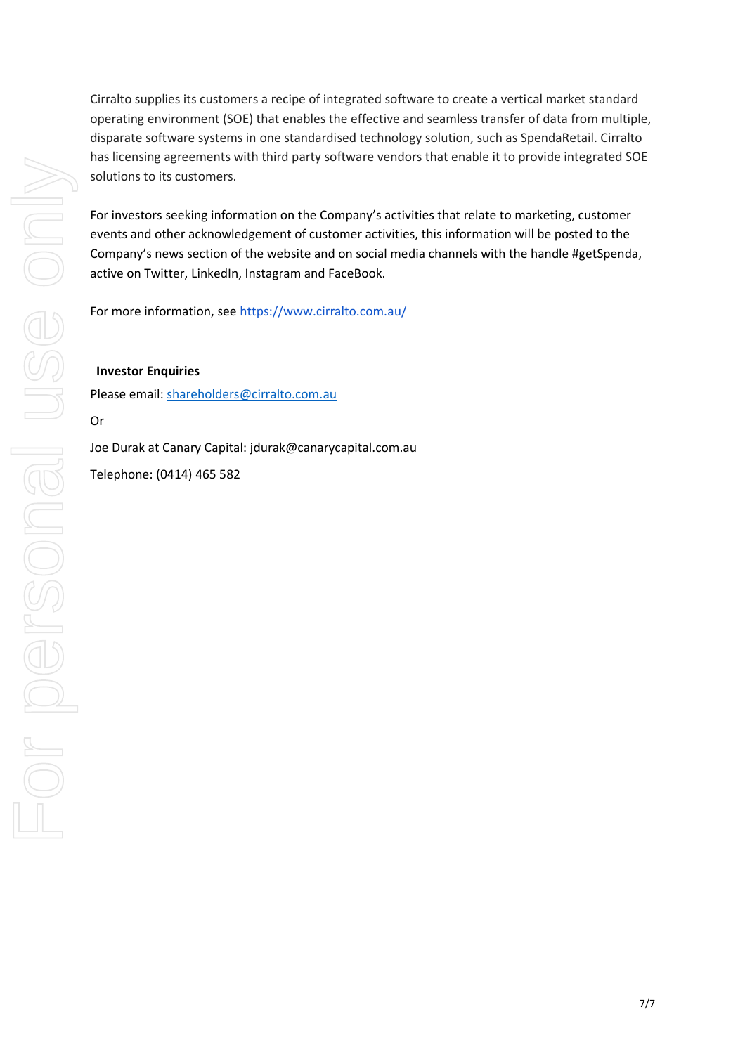Cirralto supplies its customers a recipe of integrated software to create a vertical market standard operating environment (SOE) that enables the effective and seamless transfer of data from multiple, disparate software systems in one standardised technology solution, such as SpendaRetail. Cirralto has licensing agreements with third party software vendors that enable it to provide integrated SOE solutions to its customers.

For investors seeking information on the Company's activities that relate to marketing, customer events and other acknowledgement of customer activities, this information will be posted to the Company's news section of the website and on social media channels with the handle #getSpenda, active on Twitter, LinkedIn, Instagram and FaceBook.

For more information, see https://www.cirralto.com.au/

**Investor Enquiries**

Please email: shareholders@cirralto.com.au

Or

Joe Durak at Canary Capital: jdurak@canarycapital.com.au

Telephone: (0414) 465 582